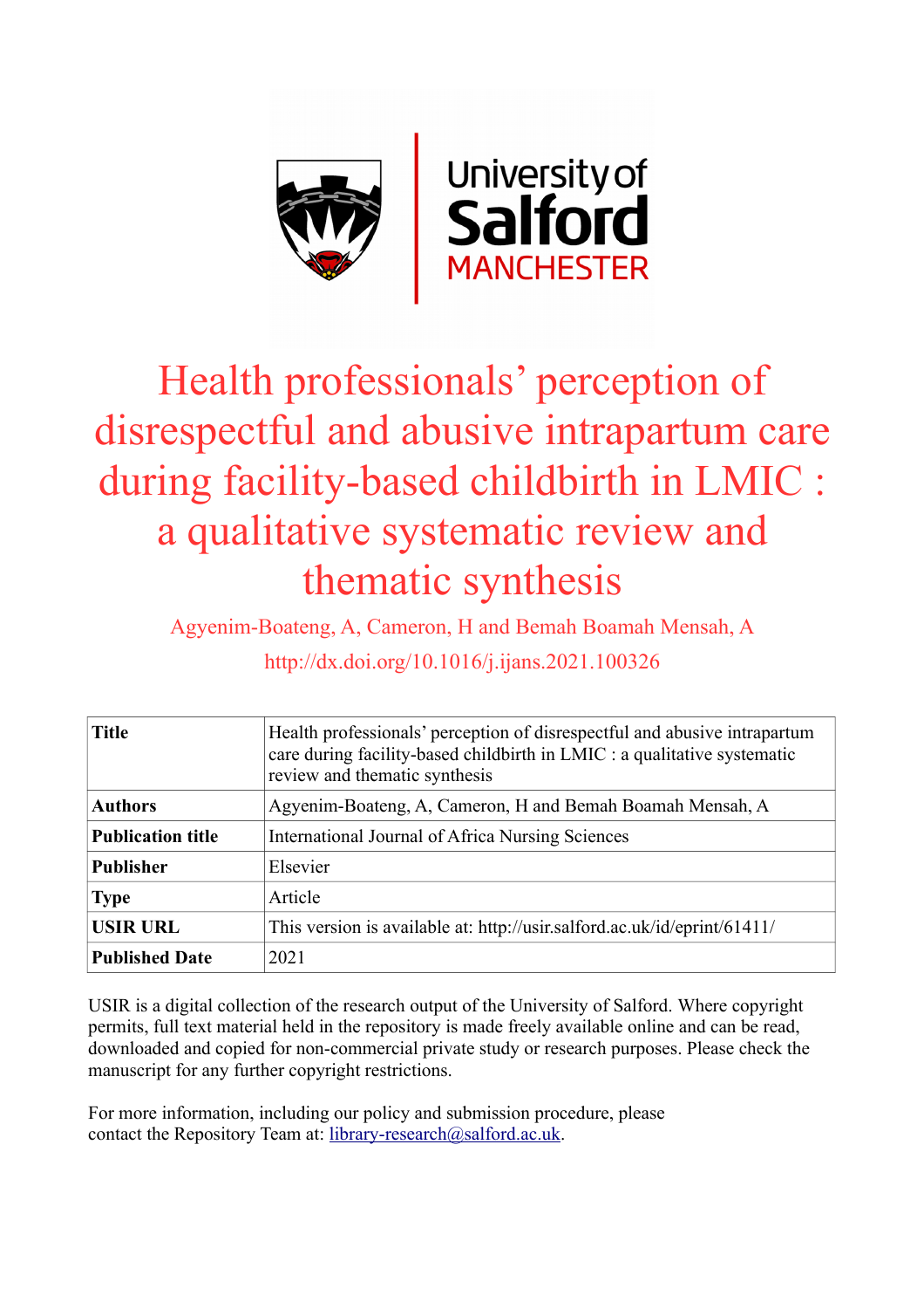# Health professionals' perception of disrespectful and abusive intrapartum care during facility-based childbirth in LMIC : a qualitative systematic review and thematic synthesis

Agyenim-Boateng, A, Cameron, H and Bemah Boamah Mensah, A

http://dx.doi.org/10.1016/j.ijans.2021.100326

| | |
|---|---|
| **Title** | Health professionals' perception of disrespectful and abusive intrapartum care during facility-based childbirth in LMIC : a qualitative systematic review and thematic synthesis |
| **Authors** | Agyenim-Boateng, A, Cameron, H and Bemah Boamah Mensah, A |
| **Publication title** | International Journal of Africa Nursing Sciences |
| **Publisher** | Elsevier |
| **Type** | Article |
| **USIR URL** | This version is available at: http://usir.salford.ac.uk/id/eprint/61411/ |
| **Published Date** | 2021 |

USIR is a digital collection of the research output of the University of Salford. Where copyright permits, full text material held in the repository is made freely available online and can be read, downloaded and copied for non-commercial private study or research purposes. Please check the manuscript for any further copyright restrictions.

For more information, including our policy and submission procedure, please contact the Repository Team at: library-research@salford.ac.uk.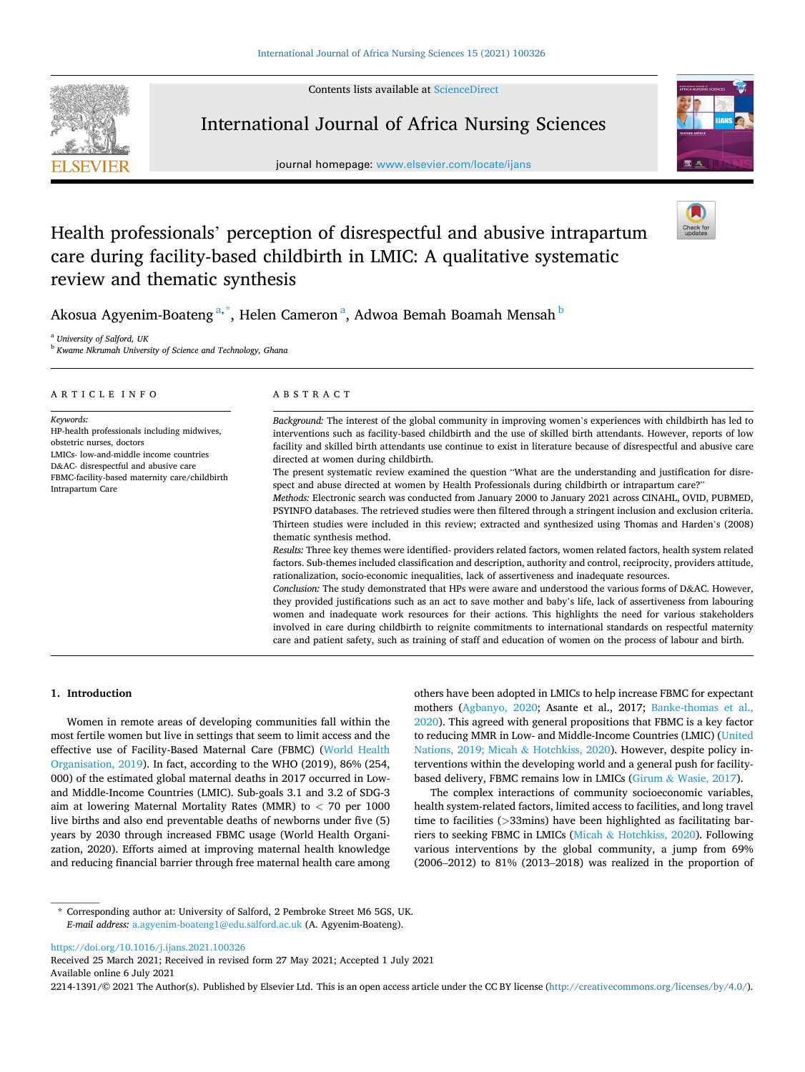# Health professionals' perception of disrespectful and abusive intrapartum care during facility-based childbirth in LMIC: A qualitative systematic review and thematic synthesis

Akosua Agyenim-Boateng [a,*], Helen Cameron [a], Adwoa Bemah Boamah Mensah [b]

[a] University of Salford, UK
[b] Kwame Nkrumah University of Science and Technology, Ghana

## ARTICLE INFO

*Keywords:*
HP-health professionals including midwives, obstetric nurses, doctors
LMICs- low-and-middle income countries
D&AC- disrespectful and abusive care
FBMC-facility-based maternity care/childbirth
Intrapartum Care

## ABSTRACT

*Background:* The interest of the global community in improving women's experiences with childbirth has led to interventions such as facility-based childbirth and the use of skilled birth attendants. However, reports of low facility and skilled birth attendants use continue to exist in literature because of disrespectful and abusive care directed at women during childbirth.

The present systematic review examined the question "What are the understanding and justification for disrespect and abuse directed at women by Health Professionals during childbirth or intrapartum care?"

*Methods:* Electronic search was conducted from January 2000 to January 2021 across CINAHL, OVID, PUBMED, PSYINFO databases. The retrieved studies were then filtered through a stringent inclusion and exclusion criteria. Thirteen studies were included in this review; extracted and synthesized using Thomas and Harden's (2008) thematic synthesis method.

*Results:* Three key themes were identified- providers related factors, women related factors, health system related factors. Sub-themes included classification and description, authority and control, reciprocity, providers attitude, rationalization, socio-economic inequalities, lack of assertiveness and inadequate resources.

*Conclusion:* The study demonstrated that HPs were aware and understood the various forms of D&AC. However, they provided justifications such as an act to save mother and baby's life, lack of assertiveness from labouring women and inadequate work resources for their actions. This highlights the need for various stakeholders involved in care during childbirth to reignite commitments to international standards on respectful maternity care and patient safety, such as training of staff and education of women on the process of labour and birth.

## 1. Introduction

Women in remote areas of developing communities fall within the most fertile women but live in settings that seem to limit access and the effective use of Facility-Based Maternal Care (FBMC) (World Health Organisation, 2019). In fact, according to the WHO (2019), 86% (254, 000) of the estimated global maternal deaths in 2017 occurred in Low- and Middle-Income Countries (LMIC). Sub-goals 3.1 and 3.2 of SDG-3 aim at lowering Maternal Mortality Rates (MMR) to < 70 per 1000 live births and also end preventable deaths of newborns under five (5) years by 2030 through increased FBMC usage (World Health Organization, 2020). Efforts aimed at improving maternal health knowledge and reducing financial barrier through free maternal health care among others have been adopted in LMICs to help increase FBMC for expectant mothers (Agbanyo, 2020; Asante et al., 2017; Banke-thomas et al., 2020). This agreed with general propositions that FBMC is a key factor to reducing MMR in Low- and Middle-Income Countries (LMIC) (United Nations, 2019; Micah & Hotchkiss, 2020). However, despite policy interventions within the developing world and a general push for facility-based delivery, FBMC remains low in LMICs (Girum & Wasie, 2017).

The complex interactions of community socioeconomic variables, health system-related factors, limited access to facilities, and long travel time to facilities (>33mins) have been highlighted as facilitating barriers to seeking FBMC in LMICs (Micah & Hotchkiss, 2020). Following various interventions by the global community, a jump from 69% (2006–2012) to 81% (2013–2018) was realized in the proportion of

\* Corresponding author at: University of Salford, 2 Pembroke Street M6 5GS, UK.
*E-mail address:* a.agyenim-boateng1@edu.salford.ac.uk (A. Agyenim-Boateng).

https://doi.org/10.1016/j.ijans.2021.100326
Received 25 March 2021; Received in revised form 27 May 2021; Accepted 1 July 2021
Available online 6 July 2021
2214-1391/© 2021 The Author(s). Published by Elsevier Ltd. This is an open access article under the CC BY license (http://creativecommons.org/licenses/by/4.0/).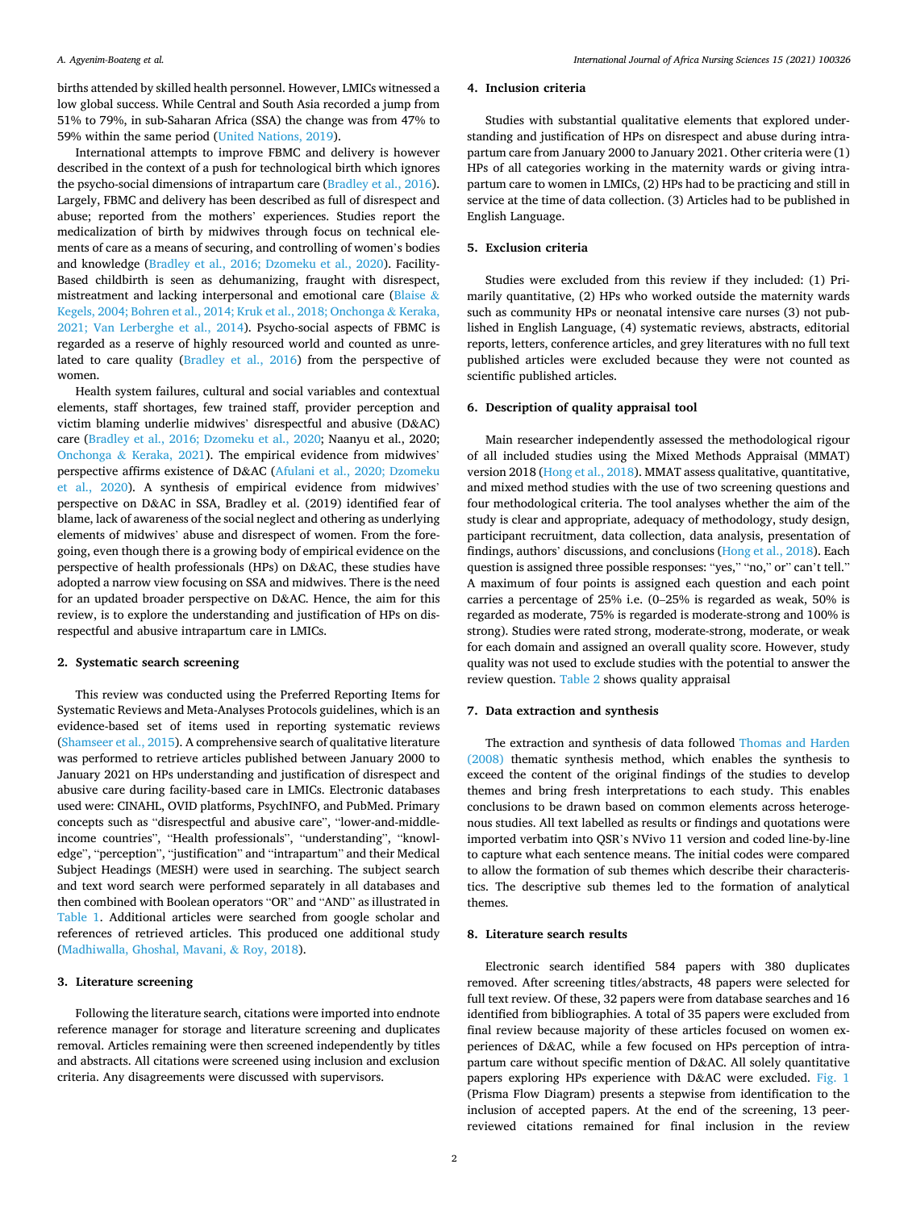births attended by skilled health personnel. However, LMICs witnessed a low global success. While Central and South Asia recorded a jump from 51% to 79%, in sub-Saharan Africa (SSA) the change was from 47% to 59% within the same period (United Nations, 2019).

International attempts to improve FBMC and delivery is however described in the context of a push for technological birth which ignores the psycho-social dimensions of intrapartum care (Bradley et al., 2016). Largely, FBMC and delivery has been described as full of disrespect and abuse; reported from the mothers' experiences. Studies report the medicalization of birth by midwives through focus on technical elements of care as a means of securing, and controlling of women's bodies and knowledge (Bradley et al., 2016; Dzomeku et al., 2020). Facility-Based childbirth is seen as dehumanizing, fraught with disrespect, mistreatment and lacking interpersonal and emotional care (Blaise & Kegels, 2004; Bohren et al., 2014; Kruk et al., 2018; Onchonga & Keraka, 2021; Van Lerberghe et al., 2014). Psycho-social aspects of FBMC is regarded as a reserve of highly resourced world and counted as unrelated to care quality (Bradley et al., 2016) from the perspective of women.

Health system failures, cultural and social variables and contextual elements, staff shortages, few trained staff, provider perception and victim blaming underlie midwives' disrespectful and abusive (D&AC) care (Bradley et al., 2016; Dzomeku et al., 2020; Naanyu et al., 2020; Onchonga & Keraka, 2021). The empirical evidence from midwives' perspective affirms existence of D&AC (Afulani et al., 2020; Dzomeku et al., 2020). A synthesis of empirical evidence from midwives' perspective on D&AC in SSA, Bradley et al. (2019) identified fear of blame, lack of awareness of the social neglect and othering as underlying elements of midwives' abuse and disrespect of women. From the foregoing, even though there is a growing body of empirical evidence on the perspective of health professionals (HPs) on D&AC, these studies have adopted a narrow view focusing on SSA and midwives. There is the need for an updated broader perspective on D&AC. Hence, the aim for this review, is to explore the understanding and justification of HPs on disrespectful and abusive intrapartum care in LMICs.

## 2. Systematic search screening

This review was conducted using the Preferred Reporting Items for Systematic Reviews and Meta-Analyses Protocols guidelines, which is an evidence-based set of items used in reporting systematic reviews (Shamseer et al., 2015). A comprehensive search of qualitative literature was performed to retrieve articles published between January 2000 to January 2021 on HPs understanding and justification of disrespect and abusive care during facility-based care in LMICs. Electronic databases used were: CINAHL, OVID platforms, PsychINFO, and PubMed. Primary concepts such as "disrespectful and abusive care", "lower-and-middle-income countries", "Health professionals", "understanding", "knowledge", "perception", "justification" and "intrapartum" and their Medical Subject Headings (MESH) were used in searching. The subject search and text word search were performed separately in all databases and then combined with Boolean operators "OR" and "AND" as illustrated in Table 1. Additional articles were searched from google scholar and references of retrieved articles. This produced one additional study (Madhiwalla, Ghoshal, Mavani, & Roy, 2018).

## 3. Literature screening

Following the literature search, citations were imported into endnote reference manager for storage and literature screening and duplicates removal. Articles remaining were then screened independently by titles and abstracts. All citations were screened using inclusion and exclusion criteria. Any disagreements were discussed with supervisors.

## 4. Inclusion criteria

Studies with substantial qualitative elements that explored understanding and justification of HPs on disrespect and abuse during intrapartum care from January 2000 to January 2021. Other criteria were (1) HPs of all categories working in the maternity wards or giving intrapartum care to women in LMICs, (2) HPs had to be practicing and still in service at the time of data collection. (3) Articles had to be published in English Language.

## 5. Exclusion criteria

Studies were excluded from this review if they included: (1) Primarily quantitative, (2) HPs who worked outside the maternity wards such as community HPs or neonatal intensive care nurses (3) not published in English Language, (4) systematic reviews, abstracts, editorial reports, letters, conference articles, and grey literatures with no full text published articles were excluded because they were not counted as scientific published articles.

## 6. Description of quality appraisal tool

Main researcher independently assessed the methodological rigour of all included studies using the Mixed Methods Appraisal (MMAT) version 2018 (Hong et al., 2018). MMAT assess qualitative, quantitative, and mixed method studies with the use of two screening questions and four methodological criteria. The tool analyses whether the aim of the study is clear and appropriate, adequacy of methodology, study design, participant recruitment, data collection, data analysis, presentation of findings, authors' discussions, and conclusions (Hong et al., 2018). Each question is assigned three possible responses: "yes," "no," or" can't tell." A maximum of four points is assigned each question and each point carries a percentage of 25% i.e. (0–25% is regarded as weak, 50% is regarded as moderate, 75% is regarded as moderate-strong and 100% is strong). Studies were rated strong, moderate-strong, moderate, or weak for each domain and assigned an overall quality score. However, study quality was not used to exclude studies with the potential to answer the review question. Table 2 shows quality appraisal

## 7. Data extraction and synthesis

The extraction and synthesis of data followed Thomas and Harden (2008) thematic synthesis method, which enables the synthesis to exceed the content of the original findings of the studies to develop themes and bring fresh interpretations to each study. This enables conclusions to be drawn based on common elements across heterogeneous studies. All text labelled as results or findings and quotations were imported verbatim into QSR's NVivo 11 version and coded line-by-line to capture what each sentence means. The initial codes were compared to allow the formation of sub themes which describe their characteristics. The descriptive sub themes led to the formation of analytical themes.

## 8. Literature search results

Electronic search identified 584 papers with 380 duplicates removed. After screening titles/abstracts, 48 papers were selected for full text review. Of these, 32 papers were from database searches and 16 identified from bibliographies. A total of 35 papers were excluded from final review because majority of these articles focused on women experiences of D&AC, while a few focused on HPs perception of intrapartum care without specific mention of D&AC. All solely quantitative papers exploring HPs experience with D&AC were excluded. Fig. 1 (Prisma Flow Diagram) presents a stepwise from identification to the inclusion of accepted papers. At the end of the screening, 13 peer-reviewed citations remained for final inclusion in the review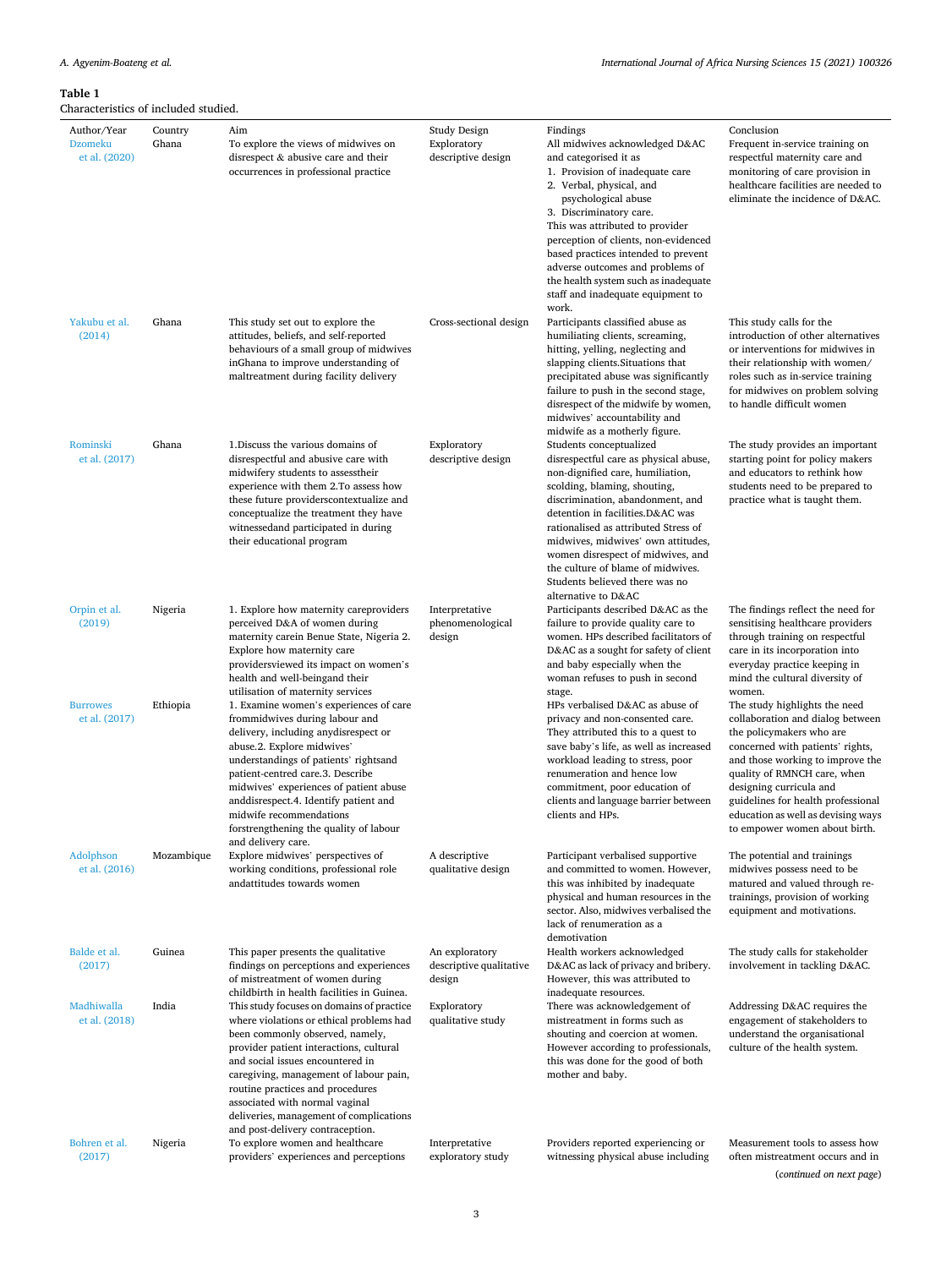**Table 1**
Characteristics of included studied.

| Author/Year | Country | Aim | Study Design | Findings | Conclusion |
|---|---|---|---|---|---|
| Dzomeku et al. (2020) | Ghana | To explore the views of midwives on disrespect & abusive care and their occurrences in professional practice | Exploratory descriptive design | All midwives acknowledged D&AC and categorised it as 1. Provision of inadequate care 2. Verbal, physical, and psychological abuse 3. Discriminatory care. This was attributed to provider perception of clients, non-evidenced based practices intended to prevent adverse outcomes and problems of the health system such as inadequate staff and inadequate equipment to work. | Frequent in-service training on respectful maternity care and monitoring of care provision in healthcare facilities are needed to eliminate the incidence of D&AC. |
| Yakubu et al. (2014) | Ghana | This study set out to explore the attitudes, beliefs, and self-reported behaviours of a small group of midwives inGhana to improve understanding of maltreatment during facility delivery | Cross-sectional design | Participants classified abuse as humiliating clients, screaming, hitting, yelling, neglecting and slapping clients.Situations that precipitated abuse was significantly failure to push in the second stage, disrespect of the midwife by women, midwives' accountability and midwife as a motherly figure. | This study calls for the introduction of other alternatives or interventions for midwives in their relationship with women/roles such as in-service training for midwives on problem solving to handle difficult women |
| Rominski et al. (2017) | Ghana | 1.Discuss the various domains of disrespectful and abusive care with midwifery students to assesstheir experience with them 2.To assess how these future providerscontextualize and conceptualize the treatment they have witnessedand participated in during their educational program | Exploratory descriptive design | Students conceptualized disrespectful care as physical abuse, non-dignified care, humiliation, scolding, blaming, shouting, discrimination, abandonment, and detention in facilities.D&AC was rationalised as attributed Stress of midwives, midwives' own attitudes, women disrespect of midwives, and the culture of blame of midwives. Students believed there was no alternative to D&AC | The study provides an important starting point for policy makers and educators to rethink how students need to be prepared to practice what is taught them. |
| Orpin et al. (2019) | Nigeria | 1. Explore how maternity careproviders perceived D&A of women during maternity carein Benue State, Nigeria 2. Explore how maternity care providersviewed its impact on women's health and well-beingand their utilisation of maternity services | Interpretative phenomenological design | Participants described D&AC as the failure to provide quality care to women. HPs described facilitators of D&AC as a sought for safety of client and baby especially when the woman refuses to push in second stage. | The findings reflect the need for sensitising healthcare providers through training on respectful care in its incorporation into everyday practice keeping in mind the cultural diversity of women. |
| Burrowes et al. (2017) | Ethiopia | 1. Examine women's experiences of care frommidwives during labour and delivery, including anydisrespect or abuse.2. Explore midwives' understandings of patients' rightsand patient-centred care.3. Describe midwives' experiences of patient abuse anddisrespect.4. Identify patient and midwife recommendations forstrengthening the quality of labour and delivery care. | | HPs verbalised D&AC as abuse of privacy and non-consented care. They attributed this to a quest to save baby's life, as well as increased workload leading to stress, poor renumeration and hence low commitment, poor education of clients and language barrier between clients and HPs. | The study highlights the need collaboration and dialog between the policymakers who are concerned with patients' rights, and those working to improve the quality of RMNCH care, when designing curricula and guidelines for health professional education as well as devising ways to empower women about birth. |
| Adolphson et al. (2016) | Mozambique | Explore midwives' perspectives of working conditions, professional role andattitudes towards women | A descriptive qualitative design | Participant verbalised supportive and committed to women. However, this was inhibited by inadequate physical and human resources in the sector. Also, midwives verbalised the lack of renumeration as a demotivation | The potential and trainings midwives possess need to be matured and valued through re-trainings, provision of working equipment and motivations. |
| Balde et al. (2017) | Guinea | This paper presents the qualitative findings on perceptions and experiences of mistreatment of women during childbirth in health facilities in Guinea. | An exploratory descriptive qualitative design | Health workers acknowledged D&AC as lack of privacy and bribery. However, this was attributed to inadequate resources. | The study calls for stakeholder involvement in tackling D&AC. |
| Madhiwalla et al. (2018) | India | This study focuses on domains of practice where violations or ethical problems had been commonly observed, namely, provider patient interactions, cultural and social issues encountered in caregiving, management of labour pain, routine practices and procedures associated with normal vaginal deliveries, management of complications and post-delivery contraception. | Exploratory qualitative study | There was acknowledgement of mistreatment in forms such as shouting and coercion at women. However according to professionals, this was done for the good of both mother and baby. | Addressing D&AC requires the engagement of stakeholders to understand the organisational culture of the health system. |
| Bohren et al. (2017) | Nigeria | To explore women and healthcare providers' experiences and perceptions | Interpretative exploratory study | Providers reported experiencing or witnessing physical abuse including | Measurement tools to assess how often mistreatment occurs and in |

(*continued on next page*)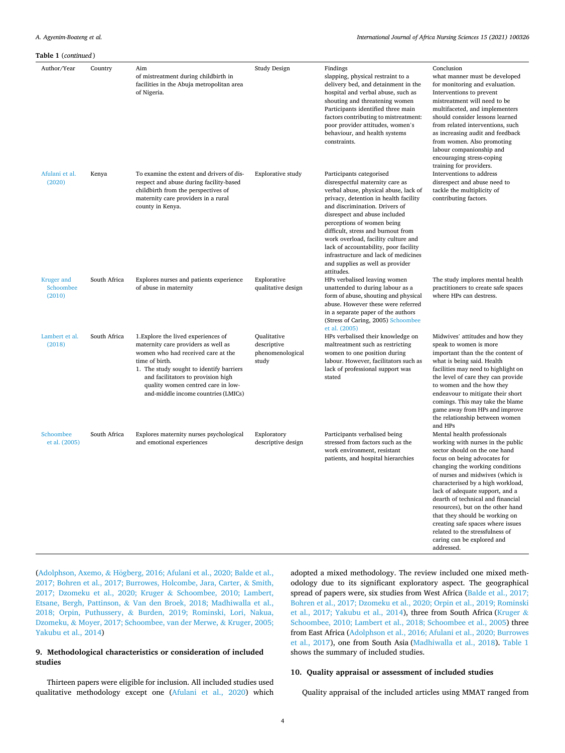**Table 1** (*continued*)

| Author/Year | Country | Aim | Study Design | Findings | Conclusion |
|---|---|---|---|---|---|
| | | of mistreatment during childbirth in facilities in the Abuja metropolitan area of Nigeria. | | slapping, physical restraint to a delivery bed, and detainment in the hospital and verbal abuse, such as shouting and threatening women Participants identified three main factors contributing to mistreatment: poor provider attitudes, women's behaviour, and health systems constraints. | what manner must be developed for monitoring and evaluation. Interventions to prevent mistreatment will need to be multifaceted, and implementers should consider lessons learned from related interventions, such as increasing audit and feedback from women. Also promoting labour companionship and encouraging stress-coping training for providers. |
| Afulani et al. (2020) | Kenya | To examine the extent and drivers of disrespect and abuse during facility-based childbirth from the perspectives of maternity care providers in a rural county in Kenya. | Explorative study | Participants categorised disrespectful maternity care as verbal abuse, physical abuse, lack of privacy, detention in health facility and discrimination. Drivers of disrespect and abuse included perceptions of women being difficult, stress and burnout from work overload, facility culture and lack of accountability, poor facility infrastructure and lack of medicines and supplies as well as provider attitudes. | Interventions to address disrespect and abuse need to tackle the multiplicity of contributing factors. |
| Kruger and Schoombee (2010) | South Africa | Explores nurses and patients experience of abuse in maternity | Explorative qualitative design | HPs verbalised leaving women unattended to during labour as a form of abuse, shouting and physical abuse. However these were referred in a separate paper of the authors (Stress of Caring, 2005) Schoombee et al. (2005) | The study implores mental health practitioners to create safe spaces where HPs can destress. |
| Lambert et al. (2018) | South Africa | 1.Explore the lived experiences of maternity care providers as well as women who had received care at the time of birth.<br>1. The study sought to identify barriers and facilitators to provision high quality women centred care in low-and-middle income countries (LMICs) | Qualitative descriptive phenomenological study | HPs verbalised their knowledge on maltreatment such as restricting women to one position during labour. However, facilitators such as lack of professional support was stated | Midwives' attitudes and how they speak to women is more important than the the content of what is being said. Health facilities may need to highlight on the level of care they can provide to women and the how they endeavour to mitigate their short comings. This may take the blame game away from HPs and improve the relationship between women and HPs |
| Schoombee et al. (2005) | South Africa | Explores maternity nurses psychological and emotional experiences | Exploratory descriptive design | Participants verbalised being stressed from factors such as the work environment, resistant patients, and hospital hierarchies | Mental health professionals working with nurses in the public sector should on the one hand focus on being advocates for changing the working conditions of nurses and midwives (which is characterised by a high workload, lack of adequate support, and a dearth of technical and financial resources), but on the other hand that they should be working on creating safe spaces where issues related to the stressfulness of caring can be explored and addressed. |

(Adolphson, Axemo, & Högberg, 2016; Afulani et al., 2020; Balde et al., 2017; Bohren et al., 2017; Burrowes, Holcombe, Jara, Carter, & Smith, 2017; Dzomeku et al., 2020; Kruger & Schoombee, 2010; Lambert, Etsane, Bergh, Pattinson, & Van den Broek, 2018; Madhiwalla et al., 2018; Orpin, Puthussery, & Burden, 2019; Rominski, Lori, Nakua, Dzomeku, & Moyer, 2017; Schoombee, van der Merwe, & Kruger, 2005; Yakubu et al., 2014)

## 9. Methodological characteristics or consideration of included studies

Thirteen papers were eligible for inclusion. All included studies used qualitative methodology except one (Afulani et al., 2020) which adopted a mixed methodology. The review included one mixed methodology due to its significant exploratory aspect. The geographical spread of papers were, six studies from West Africa (Balde et al., 2017; Bohren et al., 2017; Dzomeku et al., 2020; Orpin et al., 2019; Rominski et al., 2017; Yakubu et al., 2014), three from South Africa (Kruger & Schoombee, 2010; Lambert et al., 2018; Schoombee et al., 2005) three from East Africa (Adolphson et al., 2016; Afulani et al., 2020; Burrowes et al., 2017), one from South Asia (Madhiwalla et al., 2018). Table 1 shows the summary of included studies.

## 10. Quality appraisal or assessment of included studies

Quality appraisal of the included articles using MMAT ranged from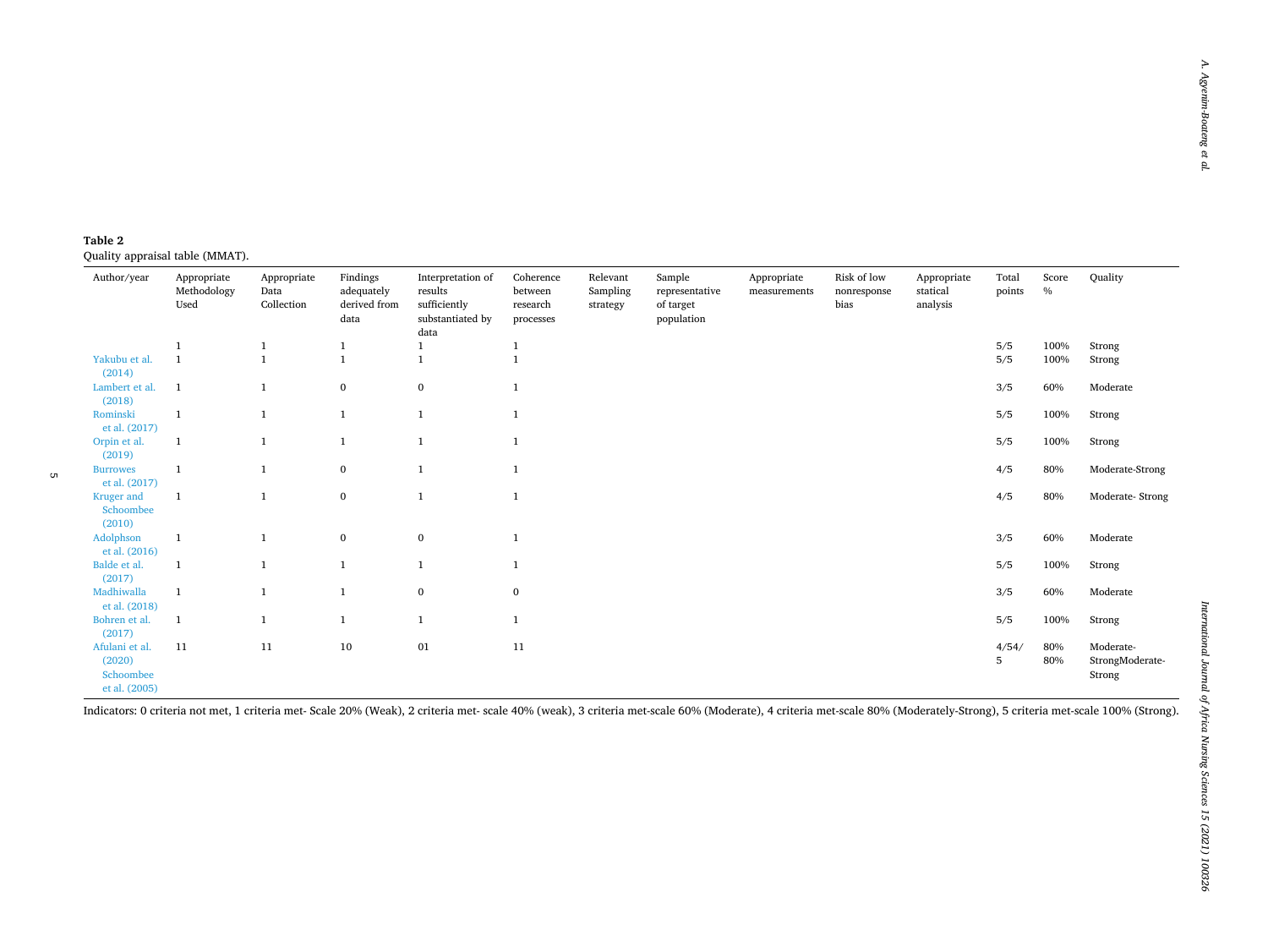**Table 2**
Quality appraisal table (MMAT).

| Author/year | Appropriate Methodology Used | Appropriate Data Collection | Findings adequately derived from data | Interpretation of results sufficiently substantiated by data | Coherence between research processes | Relevant Sampling strategy | Sample representative of target population | Appropriate measurements | Risk of low nonresponse bias | Appropriate statical analysis | Total points | Score % | Quality |
|---|---|---|---|---|---|---|---|---|---|---|---|---|---|
| | 1 | 1 | 1 | 1 | 1 | | | | | | 5/5 | 100% | Strong |
| Yakubu et al. (2014) | 1 | 1 | 1 | 1 | 1 | | | | | | 5/5 | 100% | Strong |
| Lambert et al. (2018) | 1 | 1 | 0 | 0 | 1 | | | | | | 3/5 | 60% | Moderate |
| Rominski et al. (2017) | 1 | 1 | 1 | 1 | 1 | | | | | | 5/5 | 100% | Strong |
| Orpin et al. (2019) | 1 | 1 | 1 | 1 | 1 | | | | | | 5/5 | 100% | Strong |
| Burrowes et al. (2017) | 1 | 1 | 0 | 1 | 1 | | | | | | 4/5 | 80% | Moderate-Strong |
| Kruger and Schoombee (2010) | 1 | 1 | 0 | 1 | 1 | | | | | | 4/5 | 80% | Moderate- Strong |
| Adolphson et al. (2016) | 1 | 1 | 0 | 0 | 1 | | | | | | 3/5 | 60% | Moderate |
| Balde et al. (2017) | 1 | 1 | 1 | 1 | 1 | | | | | | 5/5 | 100% | Strong |
| Madhiwalla et al. (2018) | 1 | 1 | 1 | 0 | 0 | | | | | | 3/5 | 60% | Moderate |
| Bohren et al. (2017) | 1 | 1 | 1 | 1 | 1 | | | | | | 5/5 | 100% | Strong |
| Afulani et al. (2020) Schoombee et al. (2005) | 11 | 11 | 10 | 01 | 11 | | | | | | 4/54/5 | 80% 80% | Moderate-StrongModerate-Strong |

Indicators: 0 criteria not met, 1 criteria met- Scale 20% (Weak), 2 criteria met- scale 40% (weak), 3 criteria met-scale 60% (Moderate), 4 criteria met-scale 80% (Moderately-Strong), 5 criteria met-scale 100% (Strong).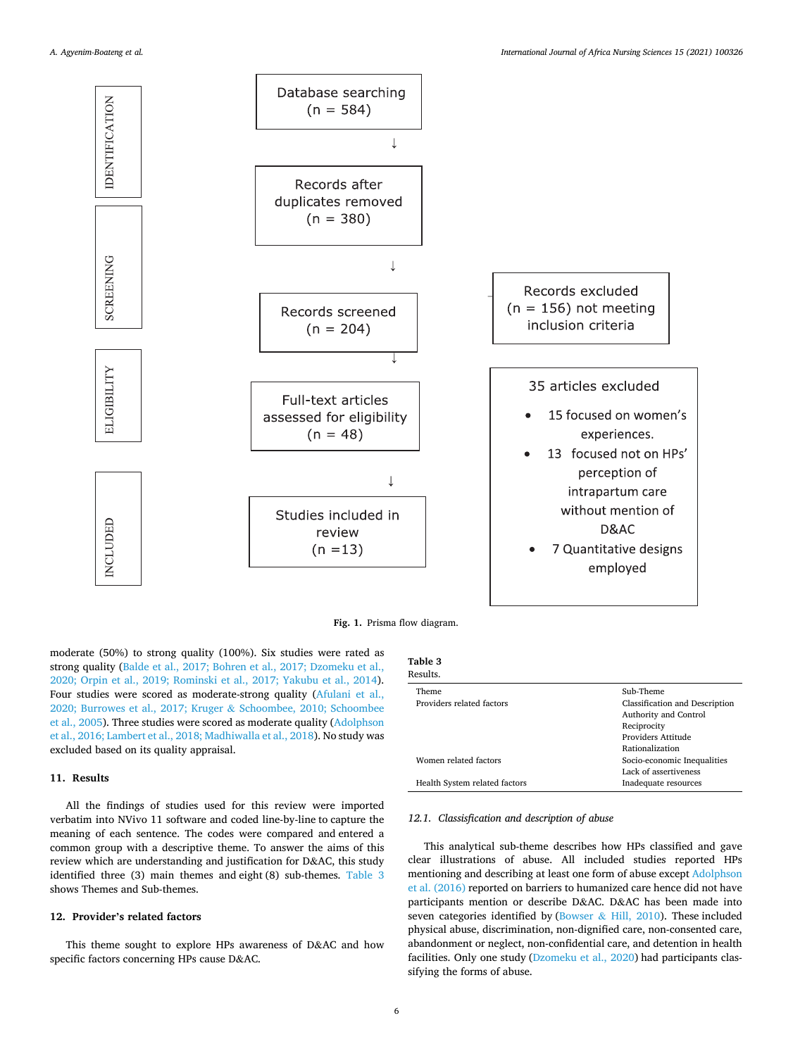IDENTIFICATION

Database searching (n = 584)

↓

Records after duplicates removed (n = 380)

SCREENING

↓

Records screened (n = 204)

Records excluded (n = 156) not meeting inclusion criteria

ELIGIBILITY

↓

Full-text articles assessed for eligibility (n = 48)

35 articles excluded

- 15 focused on women's experiences.
- 13 focused not on HPs' perception of intrapartum care without mention of D&AC
- 7 Quantitative designs employed

INCLUDED

↓

Studies included in review (n =13)

**Fig. 1.** Prisma flow diagram.

moderate (50%) to strong quality (100%). Six studies were rated as strong quality (Balde et al., 2017; Bohren et al., 2017; Dzomeku et al., 2020; Orpin et al., 2019; Rominski et al., 2017; Yakubu et al., 2014). Four studies were scored as moderate-strong quality (Afulani et al., 2020; Burrowes et al., 2017; Kruger & Schoombee, 2010; Schoombee et al., 2005). Three studies were scored as moderate quality (Adolphson et al., 2016; Lambert et al., 2018; Madhiwalla et al., 2018). No study was excluded based on its quality appraisal.

## 11. Results

All the findings of studies used for this review were imported verbatim into NVivo 11 software and coded line-by-line to capture the meaning of each sentence. The codes were compared and entered a common group with a descriptive theme. To answer the aims of this review which are understanding and justification for D&AC, this study identified three (3) main themes and eight (8) sub-themes. Table 3 shows Themes and Sub-themes.

## 12. Provider's related factors

This theme sought to explore HPs awareness of D&AC and how specific factors concerning HPs cause D&AC.

**Table 3**
Results.

| Theme | Sub-Theme |
|---|---|
| Providers related factors | Classification and Description |
| | Authority and Control |
| | Reciprocity |
| | Providers Attitude |
| | Rationalization |
| Women related factors | Socio-economic Inequalities |
| | Lack of assertiveness |
| Health System related factors | Inadequate resources |

### *12.1. Classification and description of abuse*

This analytical sub-theme describes how HPs classified and gave clear illustrations of abuse. All included studies reported HPs mentioning and describing at least one form of abuse except Adolphson et al. (2016) reported on barriers to humanized care hence did not have participants mention or describe D&AC. D&AC has been made into seven categories identified by (Bowser & Hill, 2010). These included physical abuse, discrimination, non-dignified care, non-consented care, abandonment or neglect, non-confidential care, and detention in health facilities. Only one study (Dzomeku et al., 2020) had participants classifying the forms of abuse.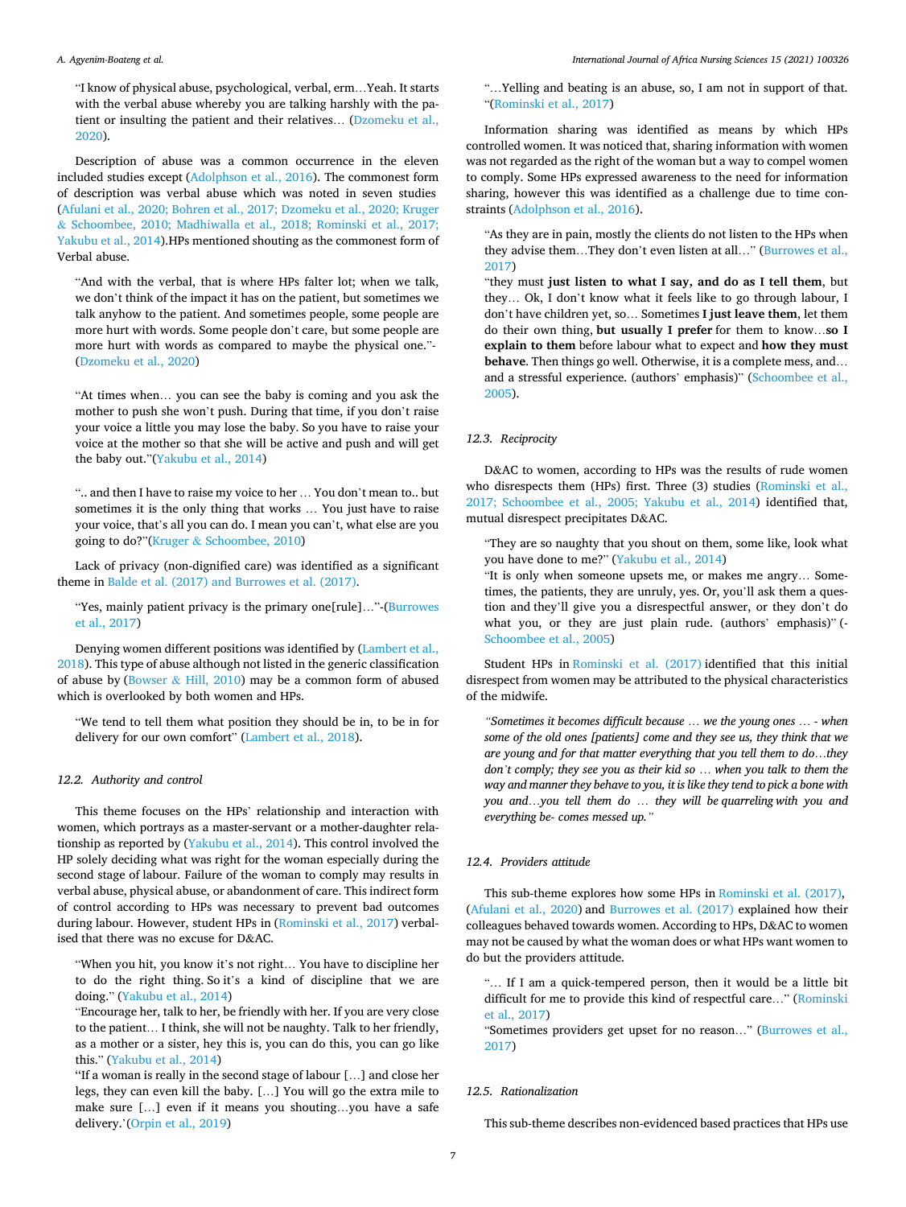"I know of physical abuse, psychological, verbal, erm…Yeah. It starts with the verbal abuse whereby you are talking harshly with the patient or insulting the patient and their relatives… (Dzomeku et al., 2020).

Description of abuse was a common occurrence in the eleven included studies except (Adolphson et al., 2016). The commonest form of description was verbal abuse which was noted in seven studies (Afulani et al., 2020; Bohren et al., 2017; Dzomeku et al., 2020; Kruger & Schoombee, 2010; Madhiwalla et al., 2018; Rominski et al., 2017; Yakubu et al., 2014).HPs mentioned shouting as the commonest form of Verbal abuse.

> "And with the verbal, that is where HPs falter lot; when we talk, we don't think of the impact it has on the patient, but sometimes we talk anyhow to the patient. And sometimes people, some people are more hurt with words. Some people don't care, but some people are more hurt with words as compared to maybe the physical one."-(Dzomeku et al., 2020)

> "At times when… you can see the baby is coming and you ask the mother to push she won't push. During that time, if you don't raise your voice a little you may lose the baby. So you have to raise your voice at the mother so that she will be active and push and will get the baby out."(Yakubu et al., 2014)

> ".. and then I have to raise my voice to her … You don't mean to.. but sometimes it is the only thing that works … You just have to raise your voice, that's all you can do. I mean you can't, what else are you going to do?"(Kruger & Schoombee, 2010)

Lack of privacy (non-dignified care) was identified as a significant theme in Balde et al. (2017) and Burrowes et al. (2017).

> "Yes, mainly patient privacy is the primary one[rule]…"-(Burrowes et al., 2017)

Denying women different positions was identified by (Lambert et al., 2018). This type of abuse although not listed in the generic classification of abuse by (Bowser & Hill, 2010) may be a common form of abused which is overlooked by both women and HPs.

> "We tend to tell them what position they should be in, to be in for delivery for our own comfort" (Lambert et al., 2018).

### 12.2. Authority and control

This theme focuses on the HPs' relationship and interaction with women, which portrays as a master-servant or a mother-daughter relationship as reported by (Yakubu et al., 2014). This control involved the HP solely deciding what was right for the woman especially during the second stage of labour. Failure of the woman to comply may results in verbal abuse, physical abuse, or abandonment of care. This indirect form of control according to HPs was necessary to prevent bad outcomes during labour. However, student HPs in (Rominski et al., 2017) verbalised that there was no excuse for D&AC.

> "When you hit, you know it's not right… You have to discipline her to do the right thing. So it's a kind of discipline that we are doing." (Yakubu et al., 2014)
>
> "Encourage her, talk to her, be friendly with her. If you are very close to the patient… I think, she will not be naughty. Talk to her friendly, as a mother or a sister, hey this is, you can do this, you can go like this." (Yakubu et al., 2014)
>
> "If a woman is really in the second stage of labour […] and close her legs, they can even kill the baby. […] You will go the extra mile to make sure […] even if it means you shouting…you have a safe delivery.'(Orpin et al., 2019)
>
> "…Yelling and beating is an abuse, so, I am not in support of that. "(Rominski et al., 2017)

Information sharing was identified as means by which HPs controlled women. It was noticed that, sharing information with women was not regarded as the right of the woman but a way to compel women to comply. Some HPs expressed awareness to the need for information sharing, however this was identified as a challenge due to time constraints (Adolphson et al., 2016).

> "As they are in pain, mostly the clients do not listen to the HPs when they advise them…They don't even listen at all…" (Burrowes et al., 2017)
>
> "they must **just listen to what I say, and do as I tell them**, but they… Ok, I don't know what it feels like to go through labour, I don't have children yet, so… Sometimes **I just leave them**, let them do their own thing, **but usually I prefer** for them to know…**so I explain to them** before labour what to expect and **how they must behave**. Then things go well. Otherwise, it is a complete mess, and… and a stressful experience. (authors' emphasis)" (Schoombee et al., 2005).

### 12.3. Reciprocity

D&AC to women, according to HPs was the results of rude women who disrespects them (HPs) first. Three (3) studies (Rominski et al., 2017; Schoombee et al., 2005; Yakubu et al., 2014) identified that, mutual disrespect precipitates D&AC.

> "They are so naughty that you shout on them, some like, look what you have done to me?" (Yakubu et al., 2014)
>
> "It is only when someone upsets me, or makes me angry… Sometimes, the patients, they are unruly, yes. Or, you'll ask them a question and they'll give you a disrespectful answer, or they don't do what you, or they are just plain rude. (authors' emphasis)" (-Schoombee et al., 2005)

Student HPs in Rominski et al. (2017) identified that this initial disrespect from women may be attributed to the physical characteristics of the midwife.

> *"Sometimes it becomes difficult because … we the young ones … - when some of the old ones [patients] come and they see us, they think that we are young and for that matter everything that you tell them to do…they don't comply; they see you as their kid so … when you talk to them the way and manner they behave to you, it is like they tend to pick a bone with you and…you tell them do … they will be quarreling with you and everything be- comes messed up."*

### 12.4. Providers attitude

This sub-theme explores how some HPs in Rominski et al. (2017), (Afulani et al., 2020) and Burrowes et al. (2017) explained how their colleagues behaved towards women. According to HPs, D&AC to women may not be caused by what the woman does or what HPs want women to do but the providers attitude.

> "… If I am a quick-tempered person, then it would be a little bit difficult for me to provide this kind of respectful care…" (Rominski et al., 2017)
>
> "Sometimes providers get upset for no reason…" (Burrowes et al., 2017)

### 12.5. Rationalization

This sub-theme describes non-evidenced based practices that HPs use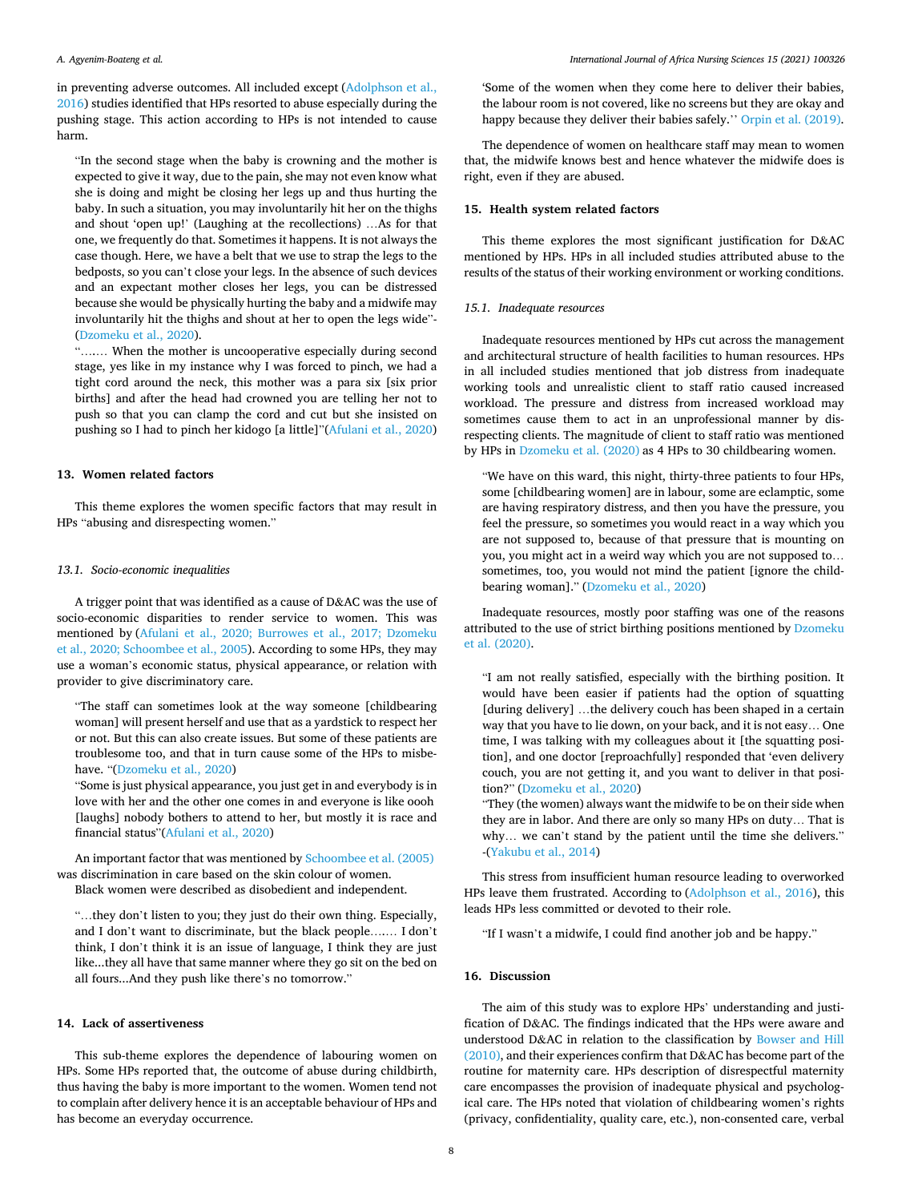in preventing adverse outcomes. All included except (Adolphson et al., 2016) studies identified that HPs resorted to abuse especially during the pushing stage. This action according to HPs is not intended to cause harm.

> "In the second stage when the baby is crowning and the mother is expected to give it way, due to the pain, she may not even know what she is doing and might be closing her legs up and thus hurting the baby. In such a situation, you may involuntarily hit her on the thighs and shout 'open up!' (Laughing at the recollections) …As for that one, we frequently do that. Sometimes it happens. It is not always the case though. Here, we have a belt that we use to strap the legs to the bedposts, so you can't close your legs. In the absence of such devices and an expectant mother closes her legs, you can be distressed because she would be physically hurting the baby and a midwife may involuntarily hit the thighs and shout at her to open the legs wide"-(Dzomeku et al., 2020).

> "……. When the mother is uncooperative especially during second stage, yes like in my instance why I was forced to pinch, we had a tight cord around the neck, this mother was a para six [six prior births] and after the head had crowned you are telling her not to push so that you can clamp the cord and cut but she insisted on pushing so I had to pinch her kidogo [a little]"(Afulani et al., 2020)

## 13. Women related factors

This theme explores the women specific factors that may result in HPs "abusing and disrespecting women."

### *13.1. Socio-economic inequalities*

A trigger point that was identified as a cause of D&AC was the use of socio-economic disparities to render service to women. This was mentioned by (Afulani et al., 2020; Burrowes et al., 2017; Dzomeku et al., 2020; Schoombee et al., 2005). According to some HPs, they may use a woman's economic status, physical appearance, or relation with provider to give discriminatory care.

> "The staff can sometimes look at the way someone [childbearing woman] will present herself and use that as a yardstick to respect her or not. But this can also create issues. But some of these patients are troublesome too, and that in turn cause some of the HPs to misbehave. "(Dzomeku et al., 2020)

> "Some is just physical appearance, you just get in and everybody is in love with her and the other one comes in and everyone is like oooh [laughs] nobody bothers to attend to her, but mostly it is race and financial status"(Afulani et al., 2020)

An important factor that was mentioned by Schoombee et al. (2005) was discrimination in care based on the skin colour of women. Black women were described as disobedient and independent.

> "…they don't listen to you; they just do their own thing. Especially, and I don't want to discriminate, but the black people……. I don't think, I don't think it is an issue of language, I think they are just like...they all have that same manner where they go sit on the bed on all fours...And they push like there's no tomorrow."

## 14. Lack of assertiveness

This sub-theme explores the dependence of labouring women on HPs. Some HPs reported that, the outcome of abuse during childbirth, thus having the baby is more important to the women. Women tend not to complain after delivery hence it is an acceptable behaviour of HPs and has become an everyday occurrence.

> 'Some of the women when they come here to deliver their babies, the labour room is not covered, like no screens but they are okay and happy because they deliver their babies safely.'' Orpin et al. (2019).

The dependence of women on healthcare staff may mean to women that, the midwife knows best and hence whatever the midwife does is right, even if they are abused.

## 15. Health system related factors

This theme explores the most significant justification for D&AC mentioned by HPs. HPs in all included studies attributed abuse to the results of the status of their working environment or working conditions.

### *15.1. Inadequate resources*

Inadequate resources mentioned by HPs cut across the management and architectural structure of health facilities to human resources. HPs in all included studies mentioned that job distress from inadequate working tools and unrealistic client to staff ratio caused increased workload. The pressure and distress from increased workload may sometimes cause them to act in an unprofessional manner by disrespecting clients. The magnitude of client to staff ratio was mentioned by HPs in Dzomeku et al. (2020) as 4 HPs to 30 childbearing women.

> "We have on this ward, this night, thirty-three patients to four HPs, some [childbearing women] are in labour, some are eclamptic, some are having respiratory distress, and then you have the pressure, you feel the pressure, so sometimes you would react in a way which you are not supposed to, because of that pressure that is mounting on you, you might act in a weird way which you are not supposed to… sometimes, too, you would not mind the patient [ignore the childbearing woman]." (Dzomeku et al., 2020)

Inadequate resources, mostly poor staffing was one of the reasons attributed to the use of strict birthing positions mentioned by Dzomeku et al. (2020).

> "I am not really satisfied, especially with the birthing position. It would have been easier if patients had the option of squatting [during delivery] …the delivery couch has been shaped in a certain way that you have to lie down, on your back, and it is not easy… One time, I was talking with my colleagues about it [the squatting position], and one doctor [reproachfully] responded that 'even delivery couch, you are not getting it, and you want to deliver in that position?" (Dzomeku et al., 2020)

> "They (the women) always want the midwife to be on their side when they are in labor. And there are only so many HPs on duty… That is why… we can't stand by the patient until the time she delivers." -(Yakubu et al., 2014)

This stress from insufficient human resource leading to overworked HPs leave them frustrated. According to (Adolphson et al., 2016), this leads HPs less committed or devoted to their role.

> "If I wasn't a midwife, I could find another job and be happy."

## 16. Discussion

The aim of this study was to explore HPs' understanding and justification of D&AC. The findings indicated that the HPs were aware and understood D&AC in relation to the classification by Bowser and Hill (2010), and their experiences confirm that D&AC has become part of the routine for maternity care. HPs description of disrespectful maternity care encompasses the provision of inadequate physical and psychological care. The HPs noted that violation of childbearing women's rights (privacy, confidentiality, quality care, etc.), non-consented care, verbal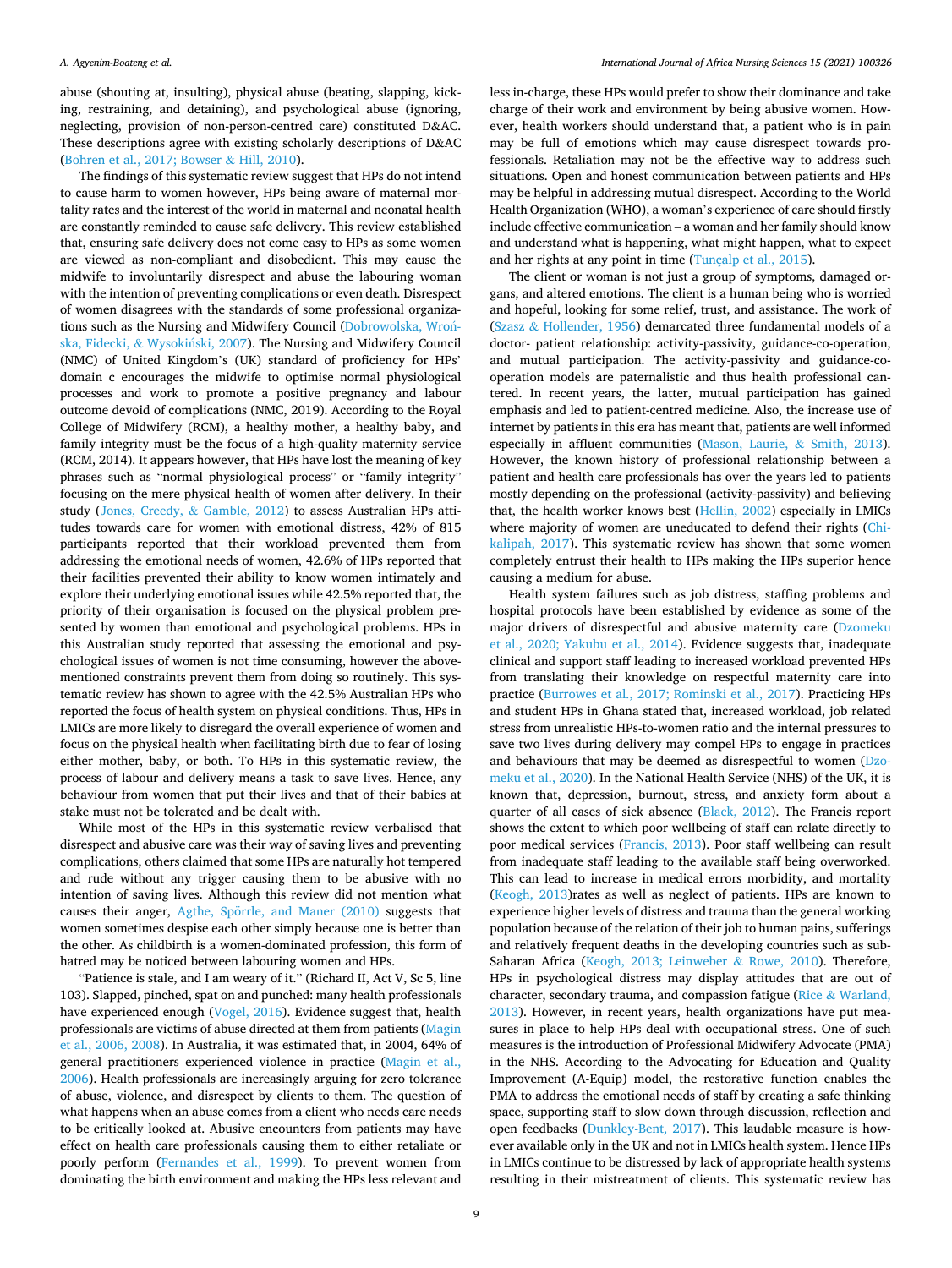abuse (shouting at, insulting), physical abuse (beating, slapping, kicking, restraining, and detaining), and psychological abuse (ignoring, neglecting, provision of non-person-centred care) constituted D&AC. These descriptions agree with existing scholarly descriptions of D&AC (Bohren et al., 2017; Bowser & Hill, 2010).

The findings of this systematic review suggest that HPs do not intend to cause harm to women however, HPs being aware of maternal mortality rates and the interest of the world in maternal and neonatal health are constantly reminded to cause safe delivery. This review established that, ensuring safe delivery does not come easy to HPs as some women are viewed as non-compliant and disobedient. This may cause the midwife to involuntarily disrespect and abuse the labouring woman with the intention of preventing complications or even death. Disrespect of women disagrees with the standards of some professional organizations such as the Nursing and Midwifery Council (Dobrowolska, Wrońska, Fidecki, & Wysokiński, 2007). The Nursing and Midwifery Council (NMC) of United Kingdom's (UK) standard of proficiency for HPs' domain c encourages the midwife to optimise normal physiological processes and work to promote a positive pregnancy and labour outcome devoid of complications (NMC, 2019). According to the Royal College of Midwifery (RCM), a healthy mother, a healthy baby, and family integrity must be the focus of a high-quality maternity service (RCM, 2014). It appears however, that HPs have lost the meaning of key phrases such as "normal physiological process" or "family integrity" focusing on the mere physical health of women after delivery. In their study (Jones, Creedy, & Gamble, 2012) to assess Australian HPs attitudes towards care for women with emotional distress, 42% of 815 participants reported that their workload prevented them from addressing the emotional needs of women, 42.6% of HPs reported that their facilities prevented their ability to know women intimately and explore their underlying emotional issues while 42.5% reported that, the priority of their organisation is focused on the physical problem presented by women than emotional and psychological problems. HPs in this Australian study reported that assessing the emotional and psychological issues of women is not time consuming, however the above-mentioned constraints prevent them from doing so routinely. This systematic review has shown to agree with the 42.5% Australian HPs who reported the focus of health system on physical conditions. Thus, HPs in LMICs are more likely to disregard the overall experience of women and focus on the physical health when facilitating birth due to fear of losing either mother, baby, or both. To HPs in this systematic review, the process of labour and delivery means a task to save lives. Hence, any behaviour from women that put their lives and that of their babies at stake must not be tolerated and be dealt with.

While most of the HPs in this systematic review verbalised that disrespect and abusive care was their way of saving lives and preventing complications, others claimed that some HPs are naturally hot tempered and rude without any trigger causing them to be abusive with no intention of saving lives. Although this review did not mention what causes their anger, Agthe, Spörrle, and Maner (2010) suggests that women sometimes despise each other simply because one is better than the other. As childbirth is a women-dominated profession, this form of hatred may be noticed between labouring women and HPs.

"Patience is stale, and I am weary of it." (Richard II, Act V, Sc 5, line 103). Slapped, pinched, spat on and punched: many health professionals have experienced enough (Vogel, 2016). Evidence suggest that, health professionals are victims of abuse directed at them from patients (Magin et al., 2006, 2008). In Australia, it was estimated that, in 2004, 64% of general practitioners experienced violence in practice (Magin et al., 2006). Health professionals are increasingly arguing for zero tolerance of abuse, violence, and disrespect by clients to them. The question of what happens when an abuse comes from a client who needs care needs to be critically looked at. Abusive encounters from patients may have effect on health care professionals causing them to either retaliate or poorly perform (Fernandes et al., 1999). To prevent women from dominating the birth environment and making the HPs less relevant and less in-charge, these HPs would prefer to show their dominance and take charge of their work and environment by being abusive women. However, health workers should understand that, a patient who is in pain may be full of emotions which may cause disrespect towards professionals. Retaliation may not be the effective way to address such situations. Open and honest communication between patients and HPs may be helpful in addressing mutual disrespect. According to the World Health Organization (WHO), a woman's experience of care should firstly include effective communication – a woman and her family should know and understand what is happening, what might happen, what to expect and her rights at any point in time (Tunçalp et al., 2015).

The client or woman is not just a group of symptoms, damaged organs, and altered emotions. The client is a human being who is worried and hopeful, looking for some relief, trust, and assistance. The work of (Szasz & Hollender, 1956) demarcated three fundamental models of a doctor- patient relationship: activity-passivity, guidance-co-operation, and mutual participation. The activity-passivity and guidance-co-operation models are paternalistic and thus health professional cantered. In recent years, the latter, mutual participation has gained emphasis and led to patient-centred medicine. Also, the increase use of internet by patients in this era has meant that, patients are well informed especially in affluent communities (Mason, Laurie, & Smith, 2013). However, the known history of professional relationship between a patient and health care professionals has over the years led to patients mostly depending on the professional (activity-passivity) and believing that, the health worker knows best (Hellin, 2002) especially in LMICs where majority of women are uneducated to defend their rights (Chikalipah, 2017). This systematic review has shown that some women completely entrust their health to HPs making the HPs superior hence causing a medium for abuse.

Health system failures such as job distress, staffing problems and hospital protocols have been established by evidence as some of the major drivers of disrespectful and abusive maternity care (Dzomeku et al., 2020; Yakubu et al., 2014). Evidence suggests that, inadequate clinical and support staff leading to increased workload prevented HPs from translating their knowledge on respectful maternity care into practice (Burrowes et al., 2017; Rominski et al., 2017). Practicing HPs and student HPs in Ghana stated that, increased workload, job related stress from unrealistic HPs-to-women ratio and the internal pressures to save two lives during delivery may compel HPs to engage in practices and behaviours that may be deemed as disrespectful to women (Dzomeku et al., 2020). In the National Health Service (NHS) of the UK, it is known that, depression, burnout, stress, and anxiety form about a quarter of all cases of sick absence (Black, 2012). The Francis report shows the extent to which poor wellbeing of staff can relate directly to poor medical services (Francis, 2013). Poor staff wellbeing can result from inadequate staff leading to the available staff being overworked. This can lead to increase in medical errors morbidity, and mortality (Keogh, 2013)rates as well as neglect of patients. HPs are known to experience higher levels of distress and trauma than the general working population because of the relation of their job to human pains, sufferings and relatively frequent deaths in the developing countries such as sub-Saharan Africa (Keogh, 2013; Leinweber & Rowe, 2010). Therefore, HPs in psychological distress may display attitudes that are out of character, secondary trauma, and compassion fatigue (Rice & Warland, 2013). However, in recent years, health organizations have put measures in place to help HPs deal with occupational stress. One of such measures is the introduction of Professional Midwifery Advocate (PMA) in the NHS. According to the Advocating for Education and Quality Improvement (A-Equip) model, the restorative function enables the PMA to address the emotional needs of staff by creating a safe thinking space, supporting staff to slow down through discussion, reflection and open feedbacks (Dunkley-Bent, 2017). This laudable measure is however available only in the UK and not in LMICs health system. Hence HPs in LMICs continue to be distressed by lack of appropriate health systems resulting in their mistreatment of clients. This systematic review has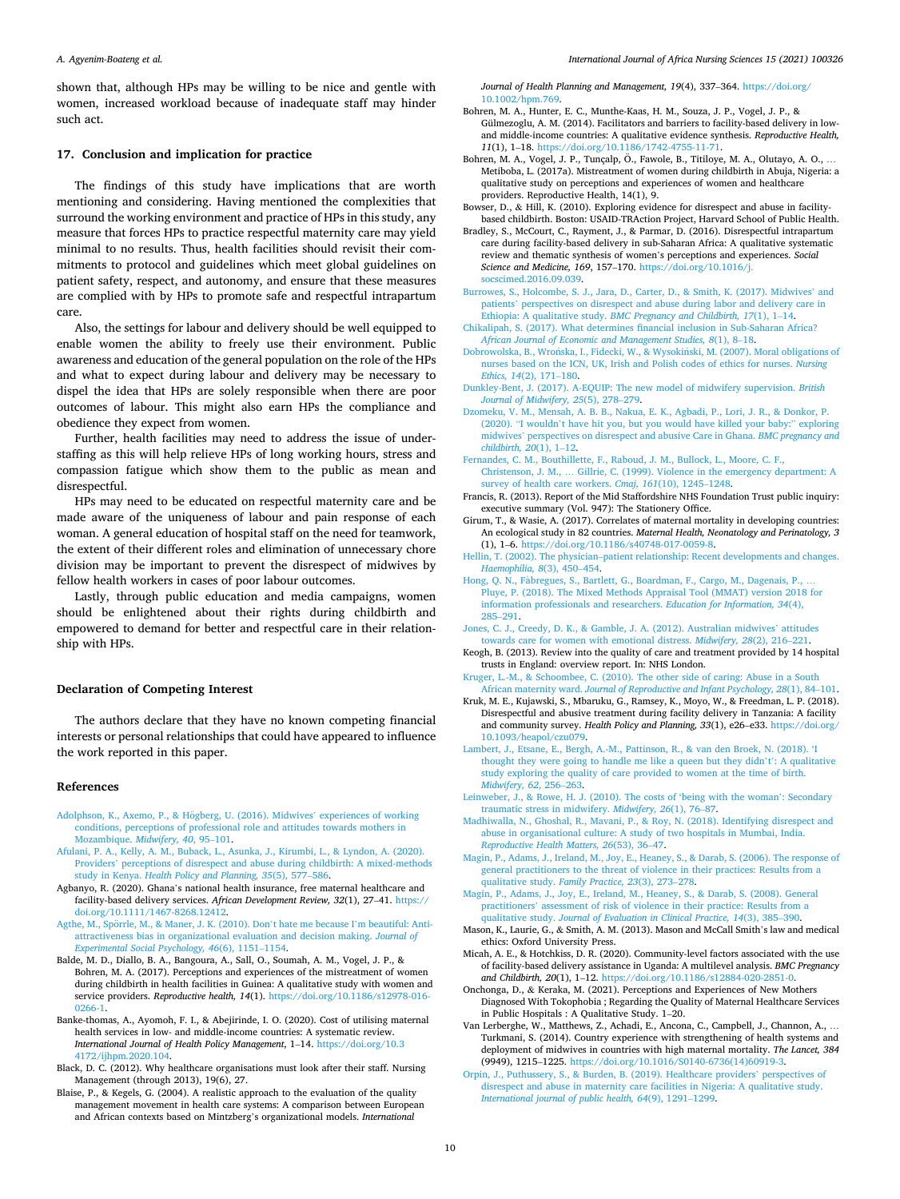shown that, although HPs may be willing to be nice and gentle with women, increased workload because of inadequate staff may hinder such act.

## 17. Conclusion and implication for practice

The findings of this study have implications that are worth mentioning and considering. Having mentioned the complexities that surround the working environment and practice of HPs in this study, any measure that forces HPs to practice respectful maternity care may yield minimal to no results. Thus, health facilities should revisit their commitments to protocol and guidelines which meet global guidelines on patient safety, respect, and autonomy, and ensure that these measures are complied with by HPs to promote safe and respectful intrapartum care.

Also, the settings for labour and delivery should be well equipped to enable women the ability to freely use their environment. Public awareness and education of the general population on the role of the HPs and what to expect during labour and delivery may be necessary to dispel the idea that HPs are solely responsible when there are poor outcomes of labour. This might also earn HPs the compliance and obedience they expect from women.

Further, health facilities may need to address the issue of understaffing as this will help relieve HPs of long working hours, stress and compassion fatigue which show them to the public as mean and disrespectful.

HPs may need to be educated on respectful maternity care and be made aware of the uniqueness of labour and pain response of each woman. A general education of hospital staff on the need for teamwork, the extent of their different roles and elimination of unnecessary chore division may be important to prevent the disrespect of midwives by fellow health workers in cases of poor labour outcomes.

Lastly, through public education and media campaigns, women should be enlightened about their rights during childbirth and empowered to demand for better and respectful care in their relationship with HPs.

## Declaration of Competing Interest

The authors declare that they have no known competing financial interests or personal relationships that could have appeared to influence the work reported in this paper.

## References

Adolphson, K., Axemo, P., & Högberg, U. (2016). Midwives' experiences of working conditions, perceptions of professional role and attitudes towards mothers in Mozambique. *Midwifery, 40*, 95–101.

Afulani, P. A., Kelly, A. M., Buback, L., Asunka, J., Kirumbi, L., & Lyndon, A. (2020). Providers' perceptions of disrespect and abuse during childbirth: A mixed-methods study in Kenya. *Health Policy and Planning, 35*(5), 577–586.

Agbanyo, R. (2020). Ghana's national health insurance, free maternal healthcare and facility-based delivery services. *African Development Review, 32*(1), 27–41. https://doi.org/10.1111/1467-8268.12412.

Agthe, M., Spörrle, M., & Maner, J. K. (2010). Don't hate me because I'm beautiful: Anti-attractiveness bias in organizational evaluation and decision making. *Journal of Experimental Social Psychology, 46*(6), 1151–1154.

Balde, M. D., Diallo, B. A., Bangoura, A., Sall, O., Soumah, A. M., Vogel, J. P., & Bohren, M. A. (2017). Perceptions and experiences of the mistreatment of women during childbirth in health facilities in Guinea: A qualitative study with women and service providers. *Reproductive health, 14*(1). https://doi.org/10.1186/s12978-016-0266-1.

Banke-thomas, A., Ayomoh, F. I., & Abejirinde, I. O. (2020). Cost of utilising maternal health services in low- and middle-income countries: A systematic review. *International Journal of Health Policy Management*, 1–14. https://doi.org/10.34172/ijhpm.2020.104.

Black, D. C. (2012). Why healthcare organisations must look after their staff. Nursing Management (through 2013), 19(6), 27.

Blaise, P., & Kegels, G. (2004). A realistic approach to the evaluation of the quality management movement in health care systems: A comparison between European and African contexts based on Mintzberg's organizational models. *International Journal of Health Planning and Management, 19*(4), 337–364. https://doi.org/10.1002/hpm.769.

Bohren, M. A., Hunter, E. C., Munthe-Kaas, H. M., Souza, J. P., Vogel, J. P., & Gülmezoglu, A. M. (2014). Facilitators and barriers to facility-based delivery in low- and middle-income countries: A qualitative evidence synthesis. *Reproductive Health, 11*(1), 1–18. https://doi.org/10.1186/1742-4755-11-71.

Bohren, M. A., Vogel, J. P., Tunçalp, Ö., Fawole, B., Titiloye, M. A., Olutayo, A. O., … Metiboba, L. (2017a). Mistreatment of women during childbirth in Abuja, Nigeria: a qualitative study on perceptions and experiences of women and healthcare providers. Reproductive Health, 14(1), 9.

Bowser, D., & Hill, K. (2010). Exploring evidence for disrespect and abuse in facility-based childbirth. Boston: USAID-TRAction Project, Harvard School of Public Health.

Bradley, S., McCourt, C., Rayment, J., & Parmar, D. (2016). Disrespectful intrapartum care during facility-based delivery in sub-Saharan Africa: A qualitative systematic review and thematic synthesis of women's perceptions and experiences. *Social Science and Medicine, 169*, 157–170. https://doi.org/10.1016/j.socscimed.2016.09.039.

Burrowes, S., Holcombe, S. J., Jara, D., Carter, D., & Smith, K. (2017). Midwives' and patients' perspectives on disrespect and abuse during labor and delivery care in Ethiopia: A qualitative study. *BMC Pregnancy and Childbirth, 17*(1), 1–14.

Chikalipah, S. (2017). What determines financial inclusion in Sub-Saharan Africa? *African Journal of Economic and Management Studies, 8*(1), 8–18.

Dobrowolska, B., Wrońska, I., Fidecki, W., & Wysokiński, M. (2007). Moral obligations of nurses based on the ICN, UK, Irish and Polish codes of ethics for nurses. *Nursing Ethics, 14*(2), 171–180.

Dunkley-Bent, J. (2017). A-EQUIP: The new model of midwifery supervision. *British Journal of Midwifery, 25*(5), 278–279.

Dzomeku, V. M., Mensah, A. B. B., Nakua, E. K., Agbadi, P., Lori, J. R., & Donkor, P. (2020). "I wouldn't have hit you, but you would have killed your baby:" exploring midwives' perspectives on disrespect and abusive Care in Ghana. *BMC pregnancy and childbirth, 20*(1), 1–12.

Fernandes, C. M., Bouthillette, F., Raboud, J. M., Bullock, L., Moore, C. F., Christenson, J. M., … Gillrie, C. (1999). Violence in the emergency department: A survey of health care workers. *Cmaj, 161*(10), 1245–1248.

Francis, R. (2013). Report of the Mid Staffordshire NHS Foundation Trust public inquiry: executive summary (Vol. 947): The Stationery Office.

Girum, T., & Wasie, A. (2017). Correlates of maternal mortality in developing countries: An ecological study in 82 countries. *Maternal Health, Neonatology and Perinatology, 3*(1), 1–6. https://doi.org/10.1186/s40748-017-0059-8.

Hellin, T. (2002). The physician–patient relationship: Recent developments and changes. *Haemophilia, 8*(3), 450–454.

Hong, Q. N., Fàbregues, S., Bartlett, G., Boardman, F., Cargo, M., Dagenais, P., … Pluye, P. (2018). The Mixed Methods Appraisal Tool (MMAT) version 2018 for information professionals and researchers. *Education for Information, 34*(4), 285–291.

Jones, C. J., Creedy, D. K., & Gamble, J. A. (2012). Australian midwives' attitudes towards care for women with emotional distress. *Midwifery, 28*(2), 216–221.

Keogh, B. (2013). Review into the quality of care and treatment provided by 14 hospital trusts in England: overview report. In: NHS London.

Kruger, L.-M., & Schoombee, C. (2010). The other side of caring: Abuse in a South African maternity ward. *Journal of Reproductive and Infant Psychology, 28*(1), 84–101.

Kruk, M. E., Kujawski, S., Mbaruku, G., Ramsey, K., Moyo, W., & Freedman, L. P. (2018). Disrespectful and abusive treatment during facility delivery in Tanzania: A facility and community survey. *Health Policy and Planning, 33*(1), e26–e33. https://doi.org/10.1093/heapol/czu079.

Lambert, J., Etsane, E., Bergh, A.-M., Pattinson, R., & van den Broek, N. (2018). 'I thought they were going to handle me like a queen but they didn't': A qualitative study exploring the quality of care provided to women at the time of birth. *Midwifery, 62*, 256–263.

Leinweber, J., & Rowe, H. J. (2010). The costs of 'being with the woman': Secondary traumatic stress in midwifery. *Midwifery, 26*(1), 76–87.

Madhiwalla, N., Ghoshal, R., Mavani, P., & Roy, N. (2018). Identifying disrespect and abuse in organisational culture: A study of two hospitals in Mumbai, India. *Reproductive Health Matters, 26*(53), 36–47.

Magin, P., Adams, J., Ireland, M., Joy, E., Heaney, S., & Darab, S. (2006). The response of general practitioners to the threat of violence in their practices: Results from a qualitative study. *Family Practice, 23*(3), 273–278.

Magin, P., Adams, J., Joy, E., Ireland, M., Heaney, S., & Darab, S. (2008). General practitioners' assessment of risk of violence in their practice: Results from a qualitative study. *Journal of Evaluation in Clinical Practice, 14*(3), 385–390.

Mason, K., Laurie, G., & Smith, A. M. (2013). Mason and McCall Smith's law and medical ethics: Oxford University Press.

Micah, A. E., & Hotchkiss, D. R. (2020). Community-level factors associated with the use of facility-based delivery assistance in Uganda: A multilevel analysis. *BMC Pregnancy and Childbirth, 20*(1), 1–12. https://doi.org/10.1186/s12884-020-2851-0.

Onchonga, D., & Keraka, M. (2021). Perceptions and Experiences of New Mothers Diagnosed With Tokophobia ; Regarding the Quality of Maternal Healthcare Services in Public Hospitals : A Qualitative Study. 1–20.

Van Lerberghe, W., Matthews, Z., Achadi, E., Ancona, C., Campbell, J., Channon, A., … Turkmani, S. (2014). Country experience with strengthening of health systems and deployment of midwives in countries with high maternal mortality. *The Lancet, 384*(9949), 1215–1225. https://doi.org/10.1016/S0140-6736(14)60919-3.

Orpin, J., Puthussery, S., & Burden, B. (2019). Healthcare providers' perspectives of disrespect and abuse in maternity care facilities in Nigeria: A qualitative study. *International journal of public health, 64*(9), 1291–1299.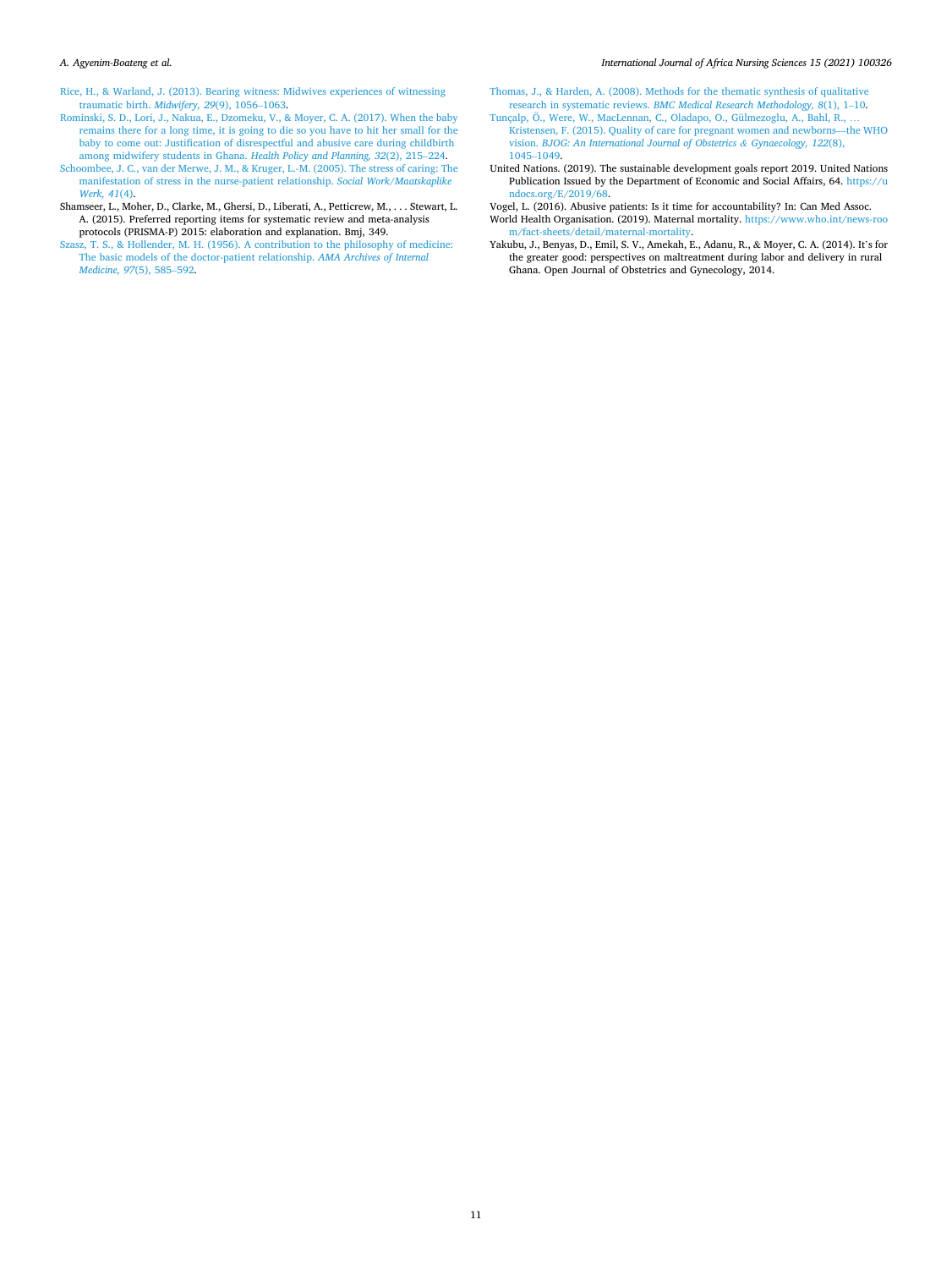Rice, H., & Warland, J. (2013). Bearing witness: Midwives experiences of witnessing traumatic birth. *Midwifery, 29*(9), 1056–1063.

Rominski, S. D., Lori, J., Nakua, E., Dzomeku, V., & Moyer, C. A. (2017). When the baby remains there for a long time, it is going to die so you have to hit her small for the baby to come out: Justification of disrespectful and abusive care during childbirth among midwifery students in Ghana. *Health Policy and Planning, 32*(2), 215–224.

Schoombee, J. C., van der Merwe, J. M., & Kruger, L.-M. (2005). The stress of caring: The manifestation of stress in the nurse-patient relationship. *Social Work/Maatskaplike Werk, 41*(4).

Shamseer, L., Moher, D., Clarke, M., Ghersi, D., Liberati, A., Petticrew, M., . . . Stewart, L. A. (2015). Preferred reporting items for systematic review and meta-analysis protocols (PRISMA-P) 2015: elaboration and explanation. Bmj, 349.

Szasz, T. S., & Hollender, M. H. (1956). A contribution to the philosophy of medicine: The basic models of the doctor-patient relationship. *AMA Archives of Internal Medicine, 97*(5), 585–592.

Thomas, J., & Harden, A. (2008). Methods for the thematic synthesis of qualitative research in systematic reviews. *BMC Medical Research Methodology, 8*(1), 1–10.

Tunçalp, Ö., Were, W., MacLennan, C., Oladapo, O., Gülmezoglu, A., Bahl, R., … Kristensen, F. (2015). Quality of care for pregnant women and newborns—the WHO vision. *BJOG: An International Journal of Obstetrics & Gynaecology, 122*(8), 1045–1049.

United Nations. (2019). The sustainable development goals report 2019. United Nations Publication Issued by the Department of Economic and Social Affairs, 64. https://undocs.org/E/2019/68.

Vogel, L. (2016). Abusive patients: Is it time for accountability? In: Can Med Assoc.

World Health Organisation. (2019). Maternal mortality. https://www.who.int/news-room/fact-sheets/detail/maternal-mortality.

Yakubu, J., Benyas, D., Emil, S. V., Amekah, E., Adanu, R., & Moyer, C. A. (2014). It's for the greater good: perspectives on maltreatment during labor and delivery in rural Ghana. Open Journal of Obstetrics and Gynecology, 2014.